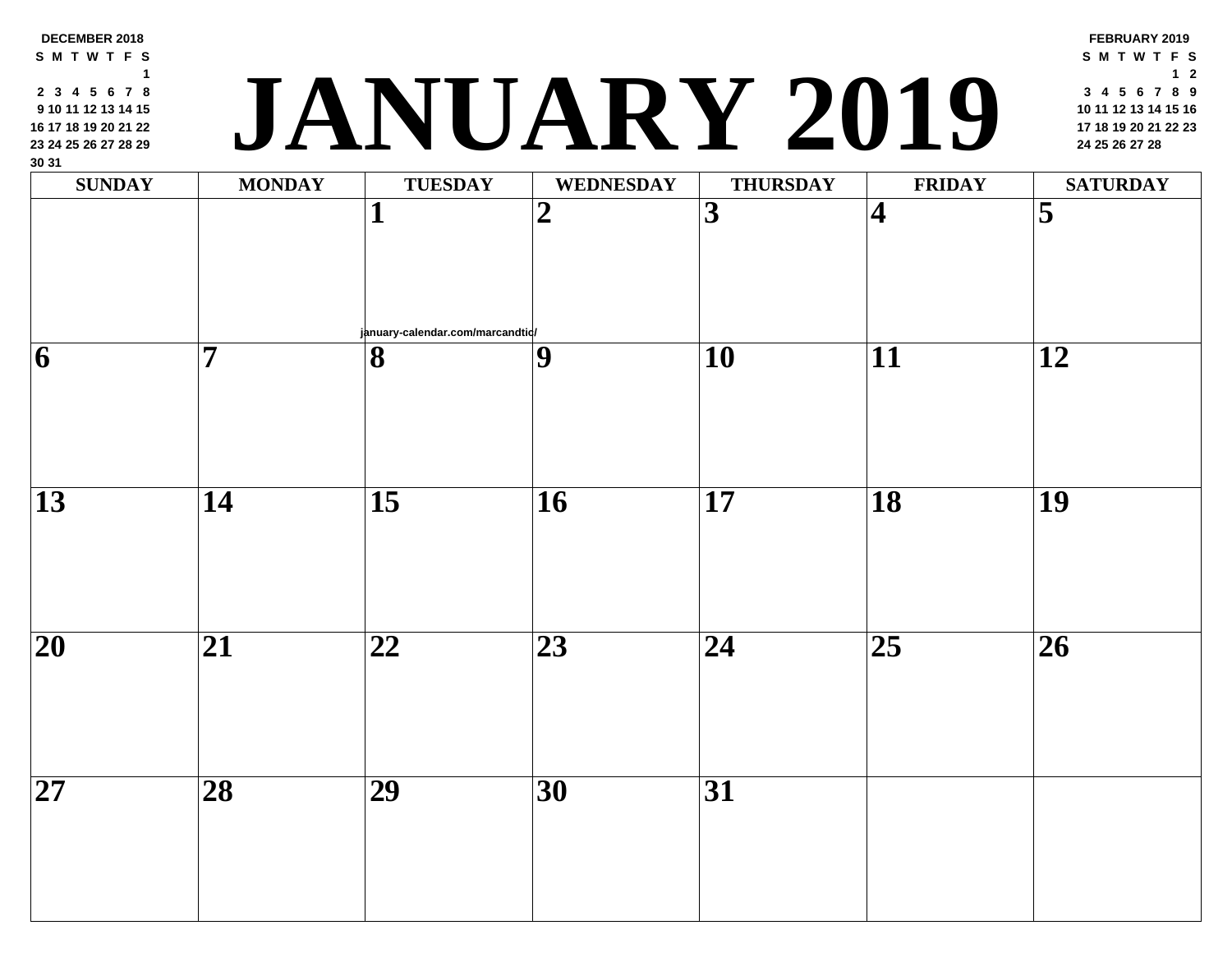# JANUARY 2019

**DECEMBER 2018**

| S | M | T | W | T | F | S |
|---|---|---|---|---|---|---|
| | | | | | | 1 |
| 2 | 3 | 4 | 5 | 6 | 7 | 8 |
| 9 | 10 | 11 | 12 | 13 | 14 | 15 |
| 16 | 17 | 18 | 19 | 20 | 21 | 22 |
| 23 | 24 | 25 | 26 | 27 | 28 | 29 |
| 30 | 31 | | | | | |

**FEBRUARY 2019**

| S | M | T | W | T | F | S |
|---|---|---|---|---|---|---|
| | | | | | 1 | 2 |
| 3 | 4 | 5 | 6 | 7 | 8 | 9 |
| 10 | 11 | 12 | 13 | 14 | 15 | 16 |
| 17 | 18 | 19 | 20 | 21 | 22 | 23 |
| 24 | 25 | 26 | 27 | 28 | | |

| SUNDAY | MONDAY | TUESDAY | WEDNESDAY | THURSDAY | FRIDAY | SATURDAY |
|---|---|---|---|---|---|---|
| | | 1 | 2 | 3 | 4 | 5 |
| 6 | 7 | 8 | 9 | 10 | 11 | 12 |
| 13 | 14 | 15 | 16 | 17 | 18 | 19 |
| 20 | 21 | 22 | 23 | 24 | 25 | 26 |
| 27 | 28 | 29 | 30 | 31 | | |

january-calendar.com/marcandtic/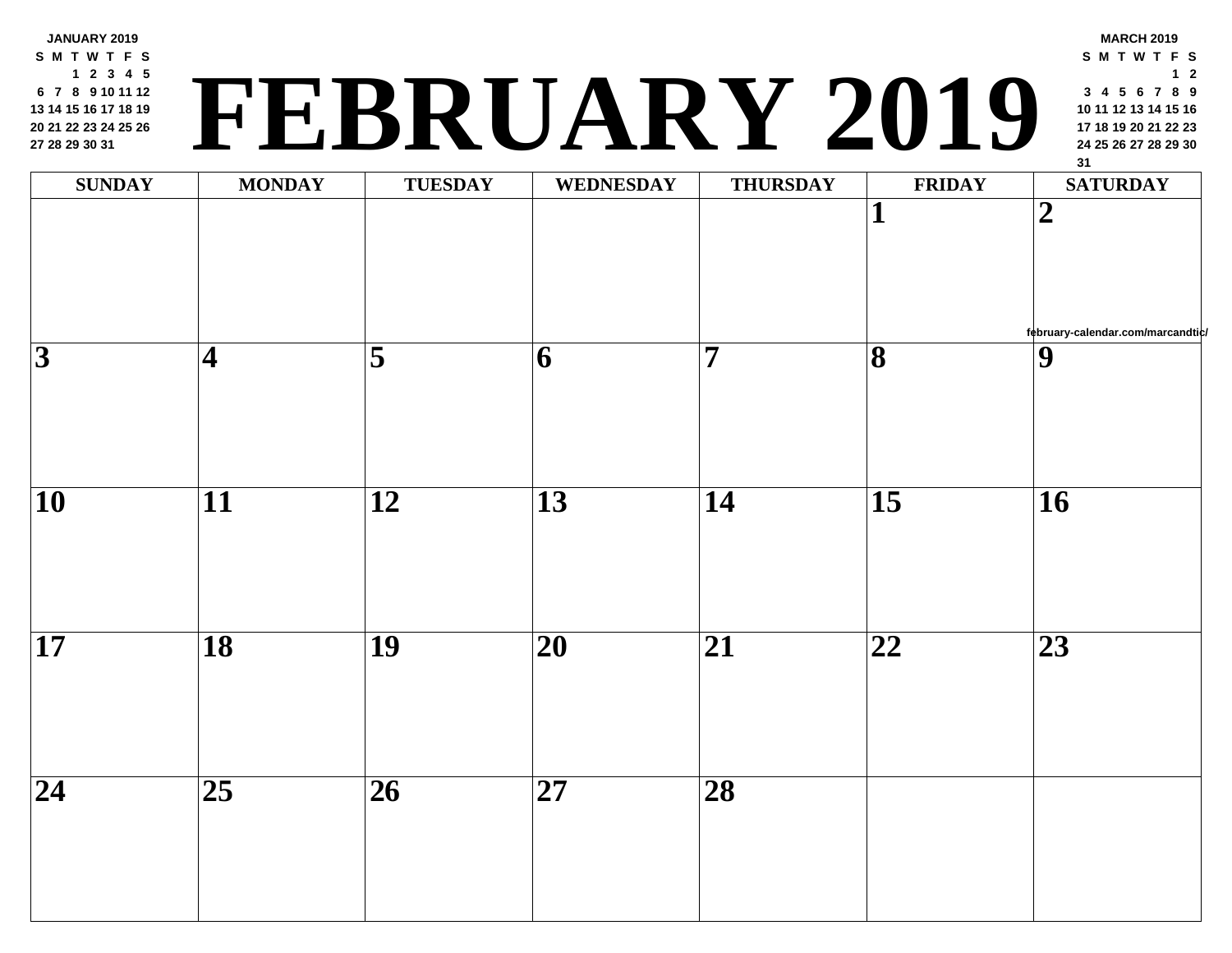JANUARY 2019

| S | M | T | W | T | F | S |
|---|---|---|---|---|---|---|
| | | 1 | 2 | 3 | 4 | 5 |
| 6 | 7 | 8 | 9 | 10 | 11 | 12 |
| 13 | 14 | 15 | 16 | 17 | 18 | 19 |
| 20 | 21 | 22 | 23 | 24 | 25 | 26 |
| 27 | 28 | 29 | 30 | 31 | | |

# FEBRUARY 2019

MARCH 2019

| S | M | T | W | T | F | S |
|---|---|---|---|---|---|---|
| | | | | | 1 | 2 |
| 3 | 4 | 5 | 6 | 7 | 8 | 9 |
| 10 | 11 | 12 | 13 | 14 | 15 | 16 |
| 17 | 18 | 19 | 20 | 21 | 22 | 23 |
| 24 | 25 | 26 | 27 | 28 | 29 | 30 |
| 31 | | | | | | |

| SUNDAY | MONDAY | TUESDAY | WEDNESDAY | THURSDAY | FRIDAY | SATURDAY |
|---|---|---|---|---|---|---|
| | | | | | **1** | **2** |
| **3** | **4** | **5** | **6** | **7** | **8** | **9** |
| **10** | **11** | **12** | **13** | **14** | **15** | **16** |
| **17** | **18** | **19** | **20** | **21** | **22** | **23** |
| **24** | **25** | **26** | **27** | **28** | | |

february-calendar.com/marcandtic/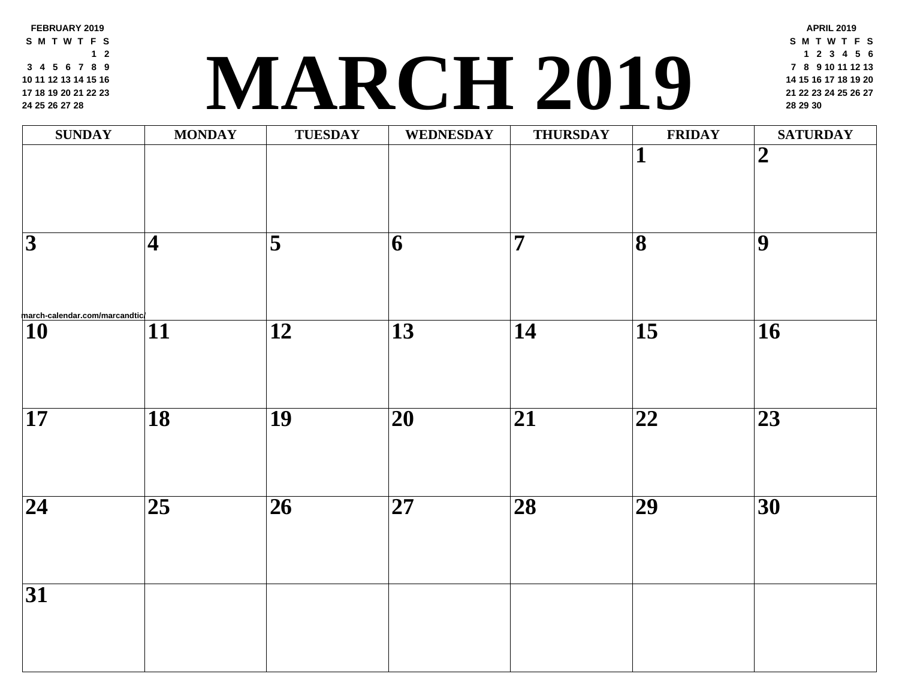# MARCH 2019

**FEBRUARY 2019**

| S | M | T | W | T | F | S |
|---|---|---|---|---|---|---|
| | | | | | 1 | 2 |
| 3 | 4 | 5 | 6 | 7 | 8 | 9 |
| 10 | 11 | 12 | 13 | 14 | 15 | 16 |
| 17 | 18 | 19 | 20 | 21 | 22 | 23 |
| 24 | 25 | 26 | 27 | 28 | | |

**APRIL 2019**

| S | M | T | W | T | F | S |
|---|---|---|---|---|---|---|
| | 1 | 2 | 3 | 4 | 5 | 6 |
| 7 | 8 | 9 | 10 | 11 | 12 | 13 |
| 14 | 15 | 16 | 17 | 18 | 19 | 20 |
| 21 | 22 | 23 | 24 | 25 | 26 | 27 |
| 28 | 29 | 30 | | | | |

| SUNDAY | MONDAY | TUESDAY | WEDNESDAY | THURSDAY | FRIDAY | SATURDAY |
|---|---|---|---|---|---|---|
| | | | | | 1 | 2 |
| 3 | 4 | 5 | 6 | 7 | 8 | 9 |
| 10 | 11 | 12 | 13 | 14 | 15 | 16 |
| 17 | 18 | 19 | 20 | 21 | 22 | 23 |
| 24 | 25 | 26 | 27 | 28 | 29 | 30 |
| 31 | | | | | | |

march-calendar.com/marcandtic/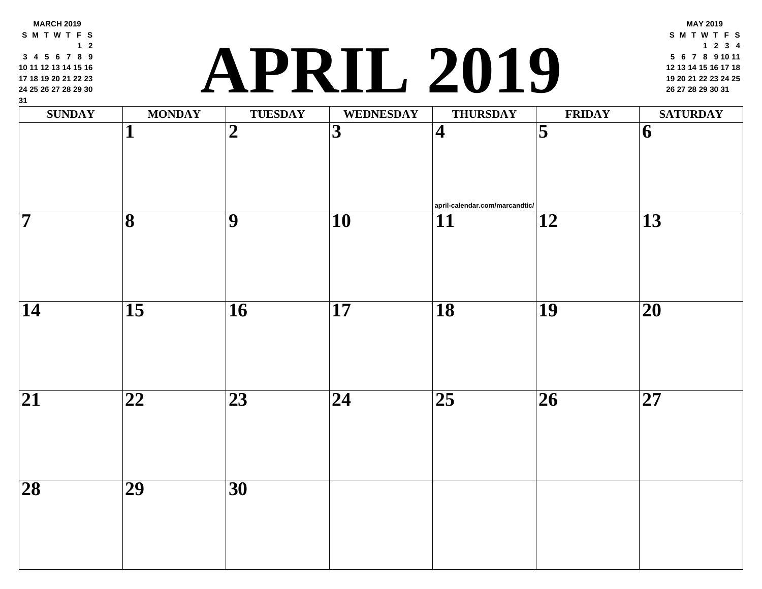**MARCH 2019**

| S | M | T | W | T | F | S |
|---|---|---|---|---|---|---|
| | | | | | 1 | 2 |
| 3 | 4 | 5 | 6 | 7 | 8 | 9 |
| 10 | 11 | 12 | 13 | 14 | 15 | 16 |
| 17 | 18 | 19 | 20 | 21 | 22 | 23 |
| 24 | 25 | 26 | 27 | 28 | 29 | 30 |
| 31 | | | | | | |

# APRIL 2019

**MAY 2019**

| S | M | T | W | T | F | S |
|---|---|---|---|---|---|---|
| | | | 1 | 2 | 3 | 4 |
| 5 | 6 | 7 | 8 | 9 | 10 | 11 |
| 12 | 13 | 14 | 15 | 16 | 17 | 18 |
| 19 | 20 | 21 | 22 | 23 | 24 | 25 |
| 26 | 27 | 28 | 29 | 30 | 31 | |

| SUNDAY | MONDAY | TUESDAY | WEDNESDAY | THURSDAY | FRIDAY | SATURDAY |
|---|---|---|---|---|---|---|
| | 1 | 2 | 3 | 4 april-calendar.com/marcandtic/ | 5 | 6 |
| 7 | 8 | 9 | 10 | 11 | 12 | 13 |
| 14 | 15 | 16 | 17 | 18 | 19 | 20 |
| 21 | 22 | 23 | 24 | 25 | 26 | 27 |
| 28 | 29 | 30 | | | | |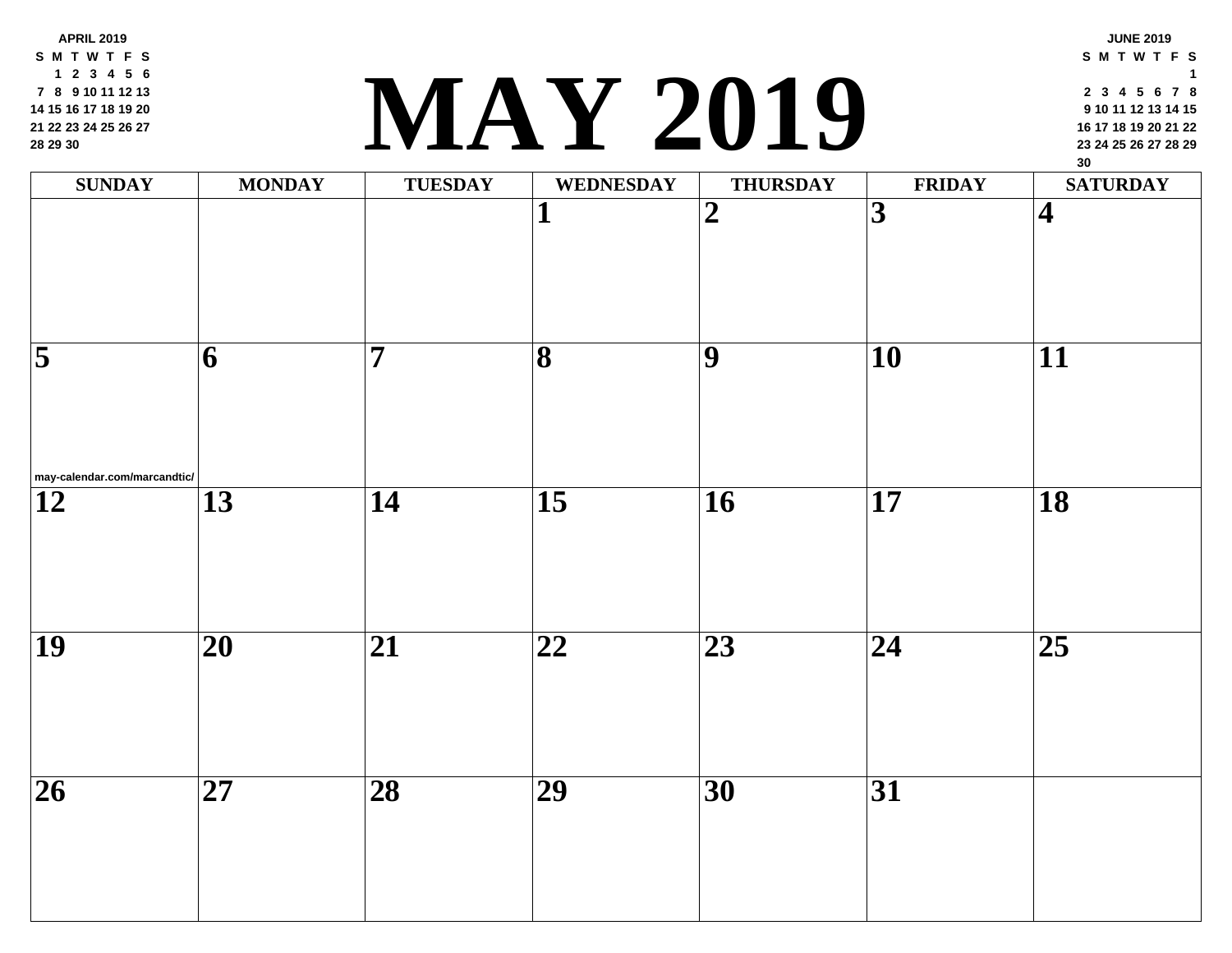**APRIL 2019**

| S | M | T | W | T | F | S |
|---|---|---|---|---|---|---|
| | 1 | 2 | 3 | 4 | 5 | 6 |
| 7 | 8 | 9 | 10 | 11 | 12 | 13 |
| 14 | 15 | 16 | 17 | 18 | 19 | 20 |
| 21 | 22 | 23 | 24 | 25 | 26 | 27 |
| 28 | 29 | 30 | | | | |

# MAY 2019

**JUNE 2019**

| S | M | T | W | T | F | S |
|---|---|---|---|---|---|---|
| | | | | | | 1 |
| 2 | 3 | 4 | 5 | 6 | 7 | 8 |
| 9 | 10 | 11 | 12 | 13 | 14 | 15 |
| 16 | 17 | 18 | 19 | 20 | 21 | 22 |
| 23 | 24 | 25 | 26 | 27 | 28 | 29 |
| 30 | | | | | | |

| SUNDAY | MONDAY | TUESDAY | WEDNESDAY | THURSDAY | FRIDAY | SATURDAY |
|---|---|---|---|---|---|---|
| | | | 1 | 2 | 3 | 4 |
| 5<br>may-calendar.com/marcandtic/ | 6 | 7 | 8 | 9 | 10 | 11 |
| 12 | 13 | 14 | 15 | 16 | 17 | 18 |
| 19 | 20 | 21 | 22 | 23 | 24 | 25 |
| 26 | 27 | 28 | 29 | 30 | 31 | |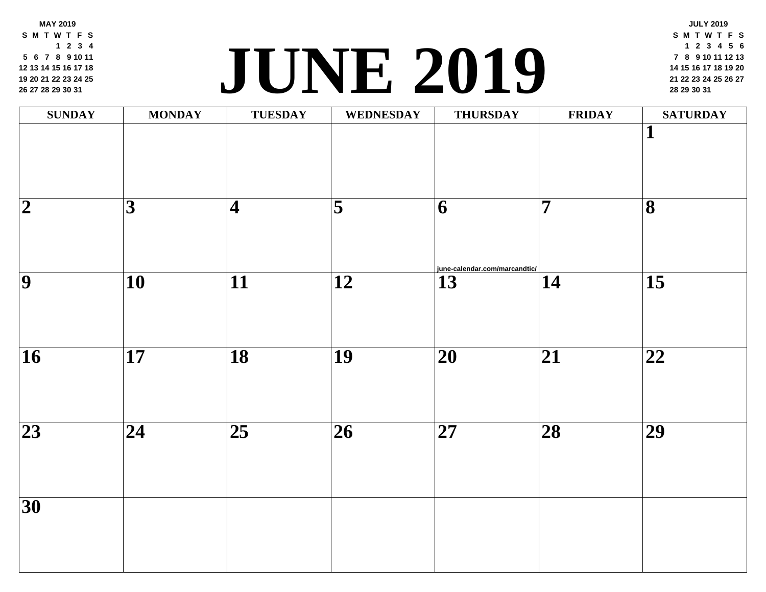# JUNE 2019

**MAY 2019**

| S | M | T | W | T | F | S |
|---|---|---|---|---|---|---|
| | | | 1 | 2 | 3 | 4 |
| 5 | 6 | 7 | 8 | 9 | 10 | 11 |
| 12 | 13 | 14 | 15 | 16 | 17 | 18 |
| 19 | 20 | 21 | 22 | 23 | 24 | 25 |
| 26 | 27 | 28 | 29 | 30 | 31 | |

**JULY 2019**

| S | M | T | W | T | F | S |
|---|---|---|---|---|---|---|
| | 1 | 2 | 3 | 4 | 5 | 6 |
| 7 | 8 | 9 | 10 | 11 | 12 | 13 |
| 14 | 15 | 16 | 17 | 18 | 19 | 20 |
| 21 | 22 | 23 | 24 | 25 | 26 | 27 |
| 28 | 29 | 30 | 31 | | | |

| SUNDAY | MONDAY | TUESDAY | WEDNESDAY | THURSDAY | FRIDAY | SATURDAY |
|---|---|---|---|---|---|---|
| | | | | | | 1 |
| 2 | 3 | 4 | 5 | 6 june-calendar.com/marcandtic/ | 7 | 8 |
| 9 | 10 | 11 | 12 | 13 | 14 | 15 |
| 16 | 17 | 18 | 19 | 20 | 21 | 22 |
| 23 | 24 | 25 | 26 | 27 | 28 | 29 |
| 30 | | | | | | |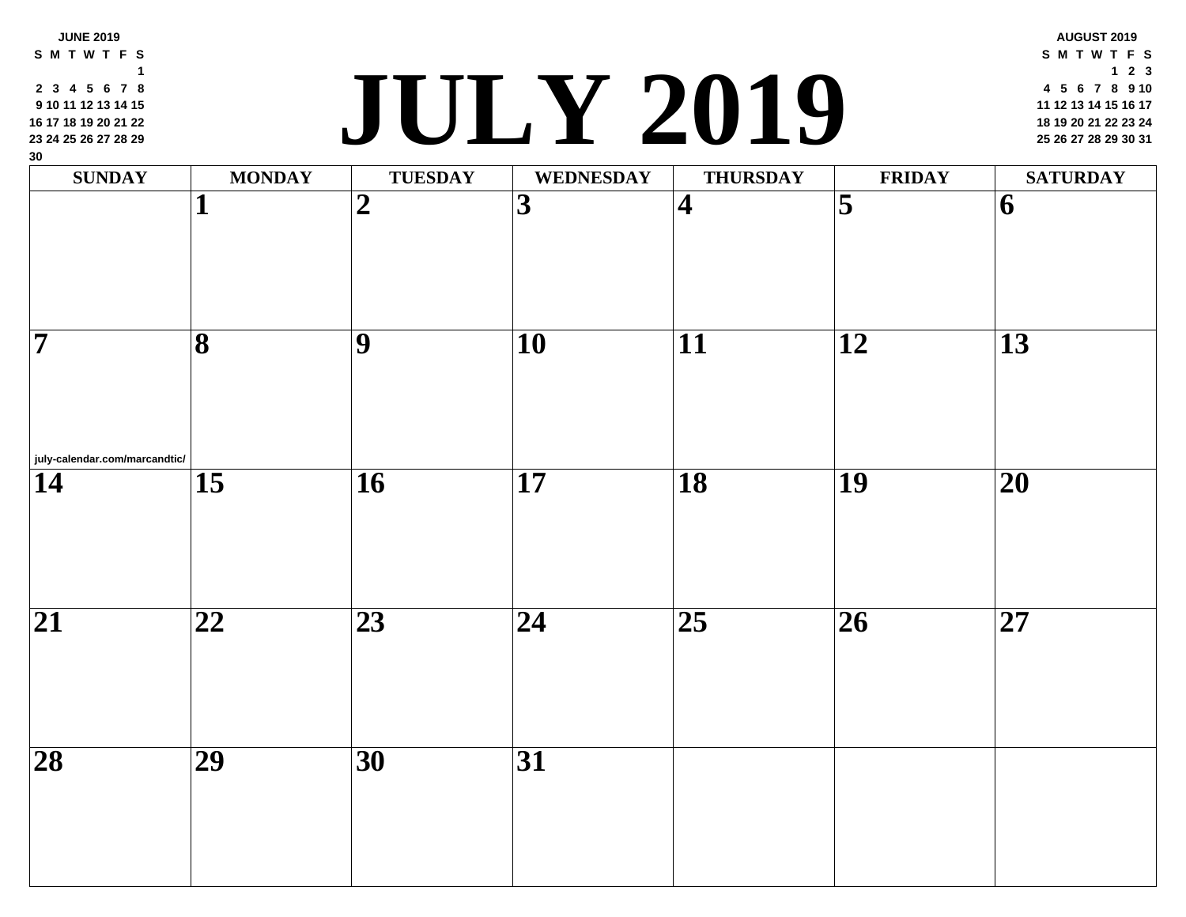**JUNE 2019**

| S | M | T | W | T | F | S |
|---|---|---|---|---|---|---|
| | | | | | | 1 |
| 2 | 3 | 4 | 5 | 6 | 7 | 8 |
| 9 | 10 | 11 | 12 | 13 | 14 | 15 |
| 16 | 17 | 18 | 19 | 20 | 21 | 22 |
| 23 | 24 | 25 | 26 | 27 | 28 | 29 |
| 30 | | | | | | |

# JULY 2019

**AUGUST 2019**

| S | M | T | W | T | F | S |
|---|---|---|---|---|---|---|
| | | | | 1 | 2 | 3 |
| 4 | 5 | 6 | 7 | 8 | 9 | 10 |
| 11 | 12 | 13 | 14 | 15 | 16 | 17 |
| 18 | 19 | 20 | 21 | 22 | 23 | 24 |
| 25 | 26 | 27 | 28 | 29 | 30 | 31 |

| SUNDAY | MONDAY | TUESDAY | WEDNESDAY | THURSDAY | FRIDAY | SATURDAY |
|---|---|---|---|---|---|---|
| | 1 | 2 | 3 | 4 | 5 | 6 |
| 7 july-calendar.com/marcandtic/ | 8 | 9 | 10 | 11 | 12 | 13 |
| 14 | 15 | 16 | 17 | 18 | 19 | 20 |
| 21 | 22 | 23 | 24 | 25 | 26 | 27 |
| 28 | 29 | 30 | 31 | | | |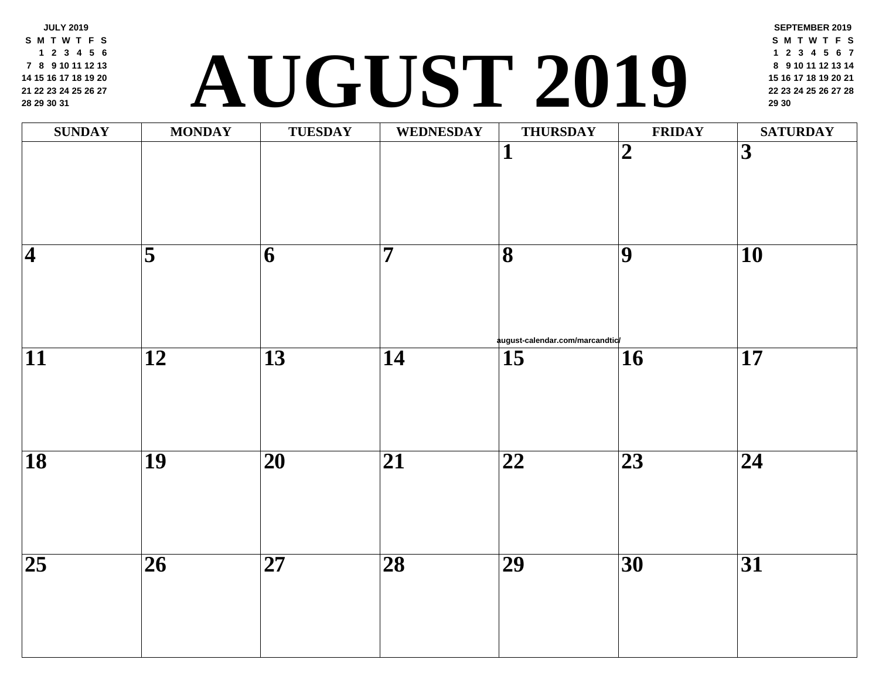**JULY 2019**

| S | M | T | W | T | F | S |
|---|---|---|---|---|---|---|
| | 1 | 2 | 3 | 4 | 5 | 6 |
| 7 | 8 | 9 | 10 | 11 | 12 | 13 |
| 14 | 15 | 16 | 17 | 18 | 19 | 20 |
| 21 | 22 | 23 | 24 | 25 | 26 | 27 |
| 28 | 29 | 30 | 31 | | | |

# AUGUST 2019

**SEPTEMBER 2019**

| S | M | T | W | T | F | S |
|---|---|---|---|---|---|---|
| 1 | 2 | 3 | 4 | 5 | 6 | 7 |
| 8 | 9 | 10 | 11 | 12 | 13 | 14 |
| 15 | 16 | 17 | 18 | 19 | 20 | 21 |
| 22 | 23 | 24 | 25 | 26 | 27 | 28 |
| 29 | 30 | | | | | |

| SUNDAY | MONDAY | TUESDAY | WEDNESDAY | THURSDAY | FRIDAY | SATURDAY |
|---|---|---|---|---|---|---|
| | | | | 1 | 2 | 3 |
| 4 | 5 | 6 | 7 | 8 | 9 | 10 |
| 11 | 12 | 13 | 14 | 15 | 16 | 17 |
| 18 | 19 | 20 | 21 | 22 | 23 | 24 |
| 25 | 26 | 27 | 28 | 29 | 30 | 31 |

august-calendar.com/marcandtic/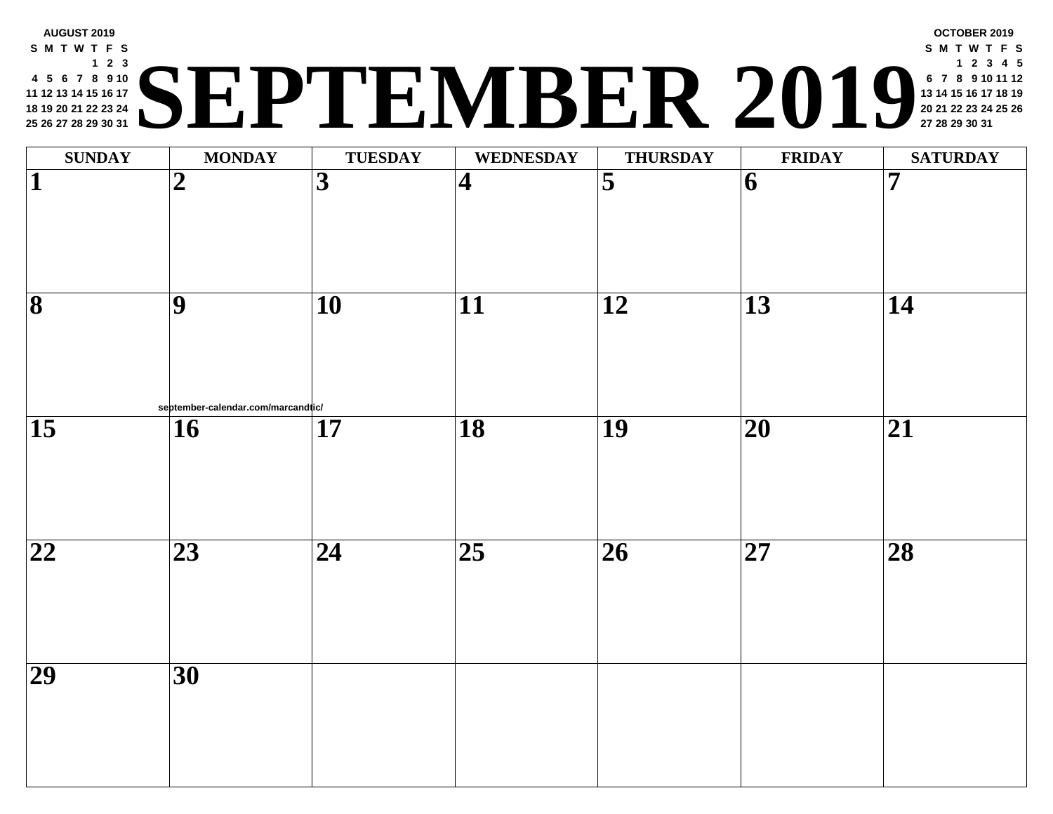# SEPTEMBER 2019

**AUGUST 2019**

| S | M | T | W | T | F | S |
|---|---|---|---|---|---|---|
| | | | | 1 | 2 | 3 |
| 4 | 5 | 6 | 7 | 8 | 9 | 10 |
| 11 | 12 | 13 | 14 | 15 | 16 | 17 |
| 18 | 19 | 20 | 21 | 22 | 23 | 24 |
| 25 | 26 | 27 | 28 | 29 | 30 | 31 |

**OCTOBER 2019**

| S | M | T | W | T | F | S |
|---|---|---|---|---|---|---|
| | | 1 | 2 | 3 | 4 | 5 |
| 6 | 7 | 8 | 9 | 10 | 11 | 12 |
| 13 | 14 | 15 | 16 | 17 | 18 | 19 |
| 20 | 21 | 22 | 23 | 24 | 25 | 26 |
| 27 | 28 | 29 | 30 | 31 | | |

| SUNDAY | MONDAY | TUESDAY | WEDNESDAY | THURSDAY | FRIDAY | SATURDAY |
|---|---|---|---|---|---|---|
| 1 | 2 | 3 | 4 | 5 | 6 | 7 |
| 8 | 9 | 10 | 11 | 12 | 13 | 14 |
| 15 | 16 | 17 | 18 | 19 | 20 | 21 |
| 22 | 23 | 24 | 25 | 26 | 27 | 28 |
| 29 | 30 | | | | | |

september-calendar.com/marcandtic/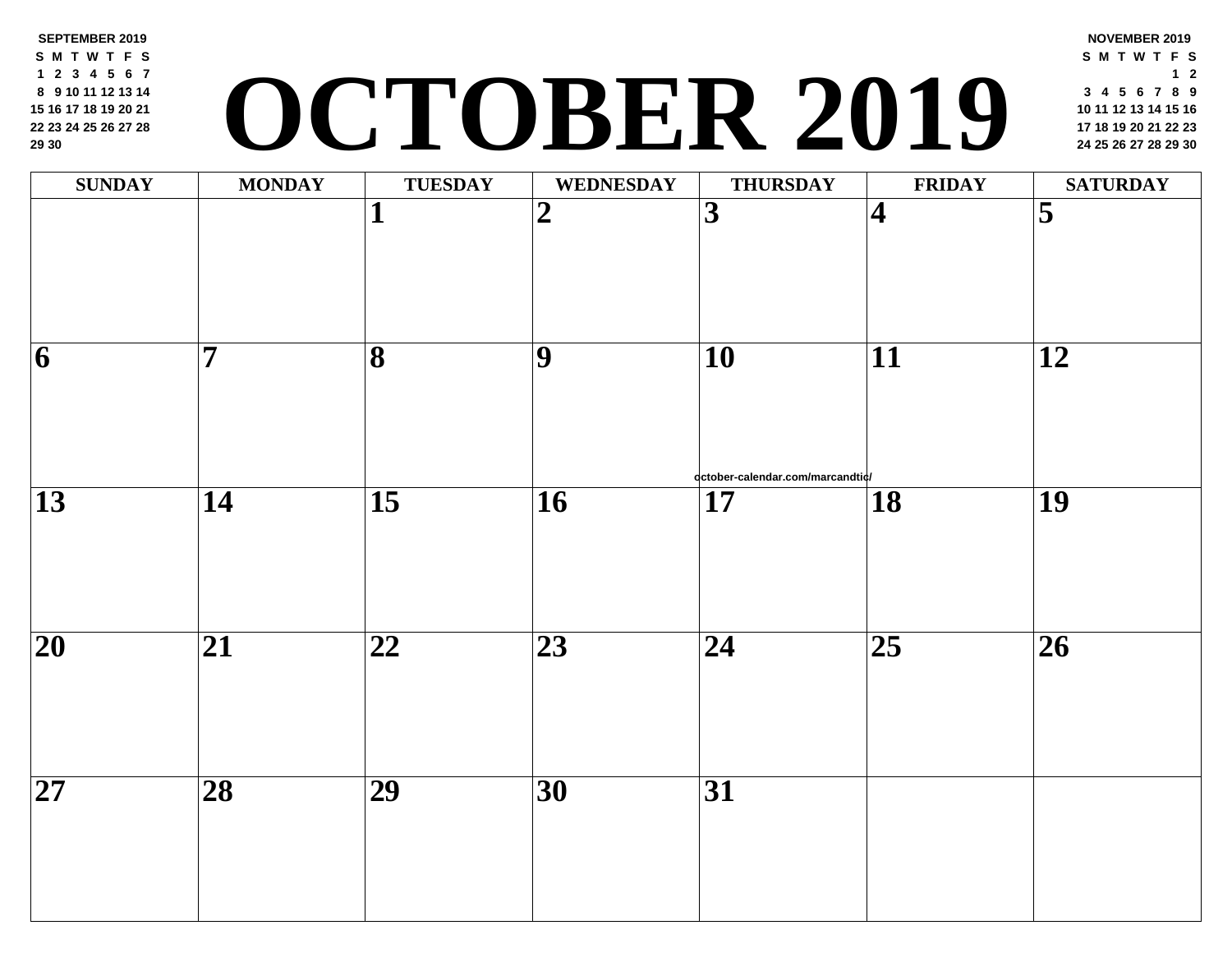# OCTOBER 2019

**SEPTEMBER 2019**

| S | M | T | W | T | F | S |
|---|---|---|---|---|---|---|
| 1 | 2 | 3 | 4 | 5 | 6 | 7 |
| 8 | 9 | 10 | 11 | 12 | 13 | 14 |
| 15 | 16 | 17 | 18 | 19 | 20 | 21 |
| 22 | 23 | 24 | 25 | 26 | 27 | 28 |
| 29 | 30 | | | | | |

**NOVEMBER 2019**

| S | M | T | W | T | F | S |
|---|---|---|---|---|---|---|
| | | | | | 1 | 2 |
| 3 | 4 | 5 | 6 | 7 | 8 | 9 |
| 10 | 11 | 12 | 13 | 14 | 15 | 16 |
| 17 | 18 | 19 | 20 | 21 | 22 | 23 |
| 24 | 25 | 26 | 27 | 28 | 29 | 30 |

| SUNDAY | MONDAY | TUESDAY | WEDNESDAY | THURSDAY | FRIDAY | SATURDAY |
|---|---|---|---|---|---|---|
| | | 1 | 2 | 3 | 4 | 5 |
| 6 | 7 | 8 | 9 | 10 | 11 | 12 |
| 13 | 14 | 15 | 16 | 17 | 18 | 19 |
| 20 | 21 | 22 | 23 | 24 | 25 | 26 |
| 27 | 28 | 29 | 30 | 31 | | |

october-calendar.com/marcandtic/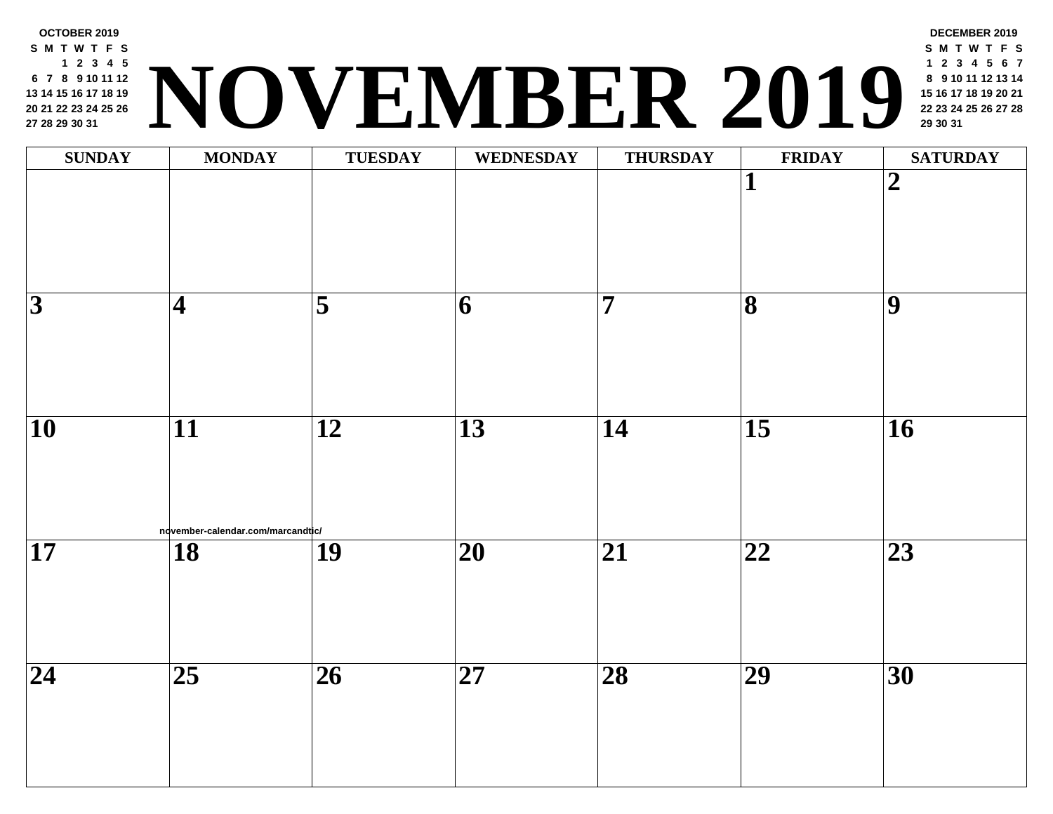# NOVEMBER 2019

**OCTOBER 2019**

| S | M | T | W | T | F | S |
|---|---|---|---|---|---|---|
| | | 1 | 2 | 3 | 4 | 5 |
| 6 | 7 | 8 | 9 | 10 | 11 | 12 |
| 13 | 14 | 15 | 16 | 17 | 18 | 19 |
| 20 | 21 | 22 | 23 | 24 | 25 | 26 |
| 27 | 28 | 29 | 30 | 31 | | |

**DECEMBER 2019**

| S | M | T | W | T | F | S |
|---|---|---|---|---|---|---|
| 1 | 2 | 3 | 4 | 5 | 6 | 7 |
| 8 | 9 | 10 | 11 | 12 | 13 | 14 |
| 15 | 16 | 17 | 18 | 19 | 20 | 21 |
| 22 | 23 | 24 | 25 | 26 | 27 | 28 |
| 29 | 30 | 31 | | | | |

| SUNDAY | MONDAY | TUESDAY | WEDNESDAY | THURSDAY | FRIDAY | SATURDAY |
|---|---|---|---|---|---|---|
| | | | | | 1 | 2 |
| 3 | 4 | 5 | 6 | 7 | 8 | 9 |
| 10 | 11 | 12 | 13 | 14 | 15 | 16 |
| 17 | 18 | 19 | 20 | 21 | 22 | 23 |
| 24 | 25 | 26 | 27 | 28 | 29 | 30 |

november-calendar.com/marcandtic/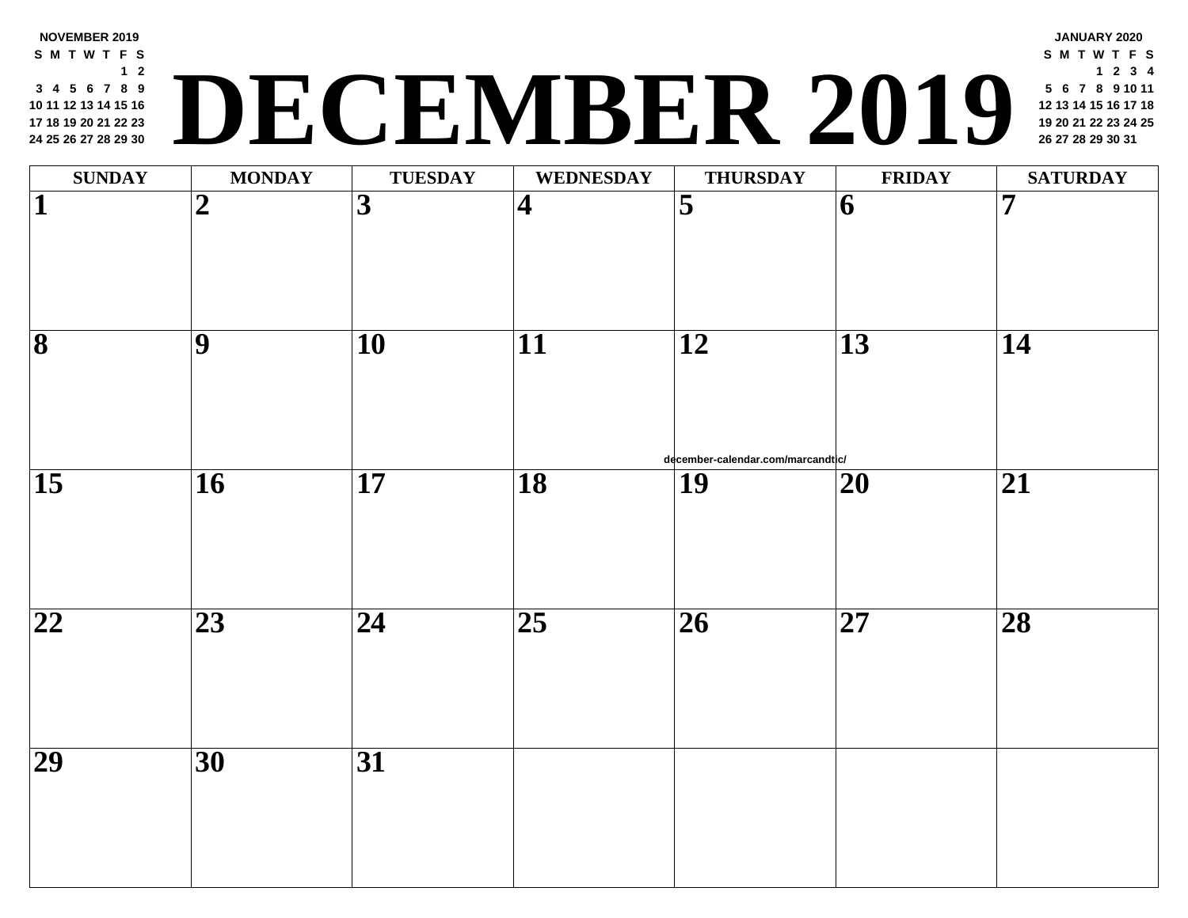# DECEMBER 2019

**NOVEMBER 2019**

| S | M | T | W | T | F | S |
|---|---|---|---|---|---|---|
| | | | | | 1 | 2 |
| 3 | 4 | 5 | 6 | 7 | 8 | 9 |
| 10 | 11 | 12 | 13 | 14 | 15 | 16 |
| 17 | 18 | 19 | 20 | 21 | 22 | 23 |
| 24 | 25 | 26 | 27 | 28 | 29 | 30 |

**JANUARY 2020**

| S | M | T | W | T | F | S |
|---|---|---|---|---|---|---|
| | | | 1 | 2 | 3 | 4 |
| 5 | 6 | 7 | 8 | 9 | 10 | 11 |
| 12 | 13 | 14 | 15 | 16 | 17 | 18 |
| 19 | 20 | 21 | 22 | 23 | 24 | 25 |
| 26 | 27 | 28 | 29 | 30 | 31 | |

| SUNDAY | MONDAY | TUESDAY | WEDNESDAY | THURSDAY | FRIDAY | SATURDAY |
|---|---|---|---|---|---|---|
| 1 | 2 | 3 | 4 | 5 | 6 | 7 |
| 8 | 9 | 10 | 11 | 12 | 13 | 14 |
| 15 | 16 | 17 | 18 | 19 | 20 | 21 |
| 22 | 23 | 24 | 25 | 26 | 27 | 28 |
| 29 | 30 | 31 | | | | |

december-calendar.com/marcandtic/